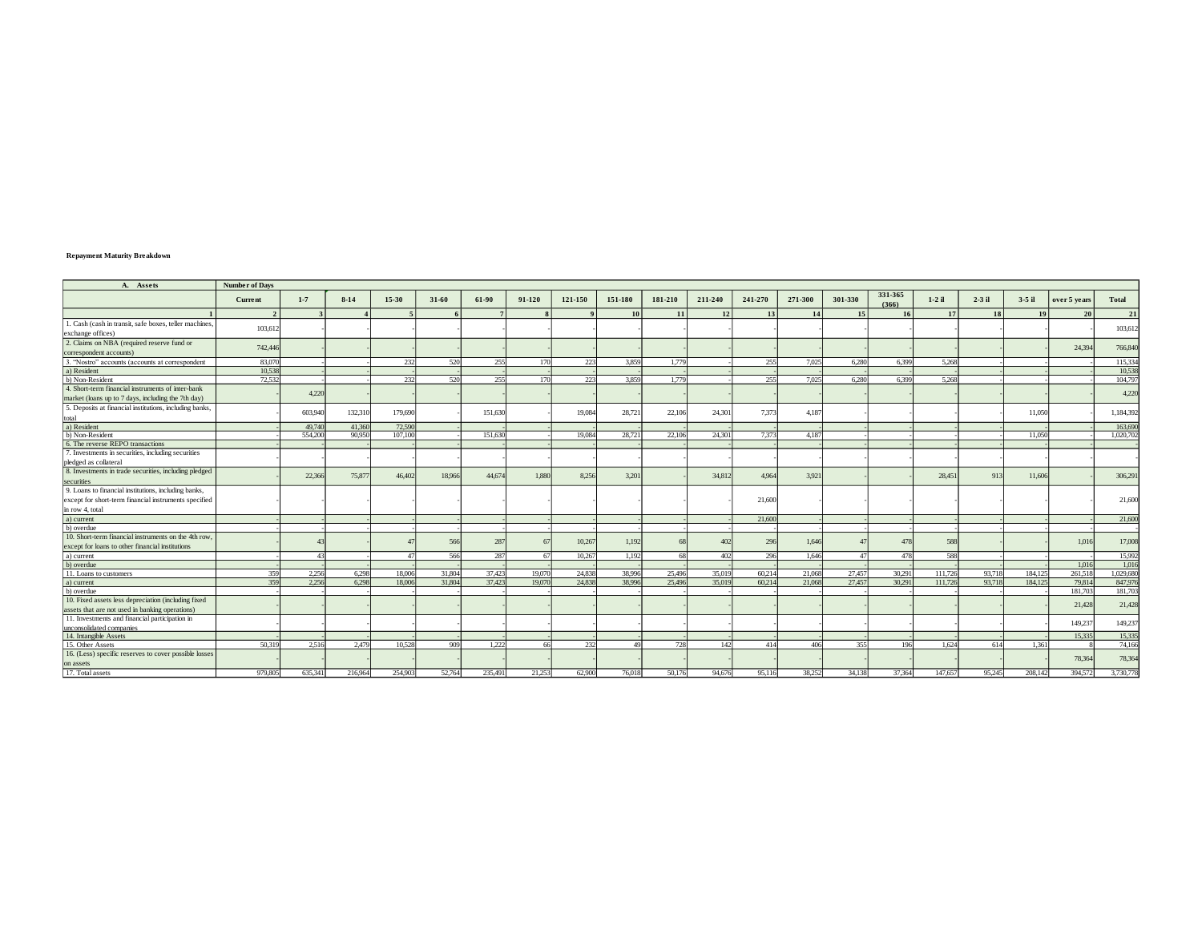**Repayment Maturity Breakdown**

| A. Assets | Number of Days | | | | | | | | | | | | | | | | | | | |
|---|---|---|---|---|---|---|---|---|---|---|---|---|---|---|---|---|---|---|---|---|
| | Current | 1-7 | 8-14 | 15-30 | 31-60 | 61-90 | 91-120 | 121-150 | 151-180 | 181-210 | 211-240 | 241-270 | 271-300 | 301-330 | 331-365 (366) | 1-2 il | 2-3 il | 3-5 il | over 5 years | Total |
| 1 | 2 | 3 | 4 | 5 | 6 | 7 | 8 | 9 | 10 | 11 | 12 | 13 | 14 | 15 | 16 | 17 | 18 | 19 | 20 | 21 |
| 1. Cash (cash in transit, safe boxes, teller machines, exchange offices) | 103,612 | - | - | - | - | - | - | - | - | - | - | - | - | - | - | - | - | - | - | 103,612 |
| 2. Claims on NBA (required reserve fund or correspondent accounts) | 742,446 | - | - | - | - | - | - | - | - | - | - | - | - | - | - | - | - | - | 24,394 | 766,840 |
| 3. "Nostro" accounts (accounts at correspondent | 83,070 | - | - | 232 | 520 | 255 | 170 | 223 | 3,859 | 1,779 | - | 255 | 7,025 | 6,280 | 6,399 | 5,268 | - | - | - | 115,334 |
| a) Resident | 10,538 | - | - | - | - | - | - | - | - | - | - | - | - | - | - | - | - | - | - | 10,538 |
| b) Non-Resident | 72,532 | - | - | 232 | 520 | 255 | 170 | 223 | 3,859 | 1,779 | - | 255 | 7,025 | 6,280 | 6,399 | 5,268 | - | - | - | 104,797 |
| 4. Short-term financial instruments of inter-bank market (loans up to 7 days, including the 7th day) | - | 4,220 | - | - | - | - | - | - | - | - | - | - | - | - | - | - | - | - | - | 4,220 |
| 5. Deposits at financial institutions, including banks, total | - | 603,940 | 132,310 | 179,690 | - | 151,630 | - | 19,084 | 28,721 | 22,106 | 24,301 | 7,373 | 4,187 | - | - | - | - | 11,050 | - | 1,184,392 |
| a) Resident | - | 49,740 | 41,360 | 72,590 | - | - | - | - | - | - | - | - | - | - | - | - | - | - | - | 163,690 |
| b) Non-Resident | - | 554,200 | 90,950 | 107,100 | - | 151,630 | - | 19,084 | 28,721 | 22,106 | 24,301 | 7,373 | 4,187 | - | - | - | - | 11,050 | - | 1,020,702 |
| 6. The reverse REPO transactions | - | - | - | - | - | - | - | - | - | - | - | - | - | - | - | - | - | - | - | - |
| 7. Investments in securities, including securities pledged as collateral | - | - | - | - | - | - | - | - | - | - | - | - | - | - | - | - | - | - | - | - |
| 8. Investments in trade securities, including pledged securities | - | 22,366 | 75,877 | 46,402 | 18,966 | 44,674 | 1,880 | 8,256 | 3,201 | - | 34,812 | 4,964 | 3,921 | - | - | 28,451 | 913 | 11,606 | - | 306,291 |
| 9. Loans to financial institutions, including banks, except for short-term financial instruments specified in row 4, total | - | - | - | - | - | - | - | - | - | - | - | 21,600 | - | - | - | - | - | - | - | 21,600 |
| a) current | - | - | - | - | - | - | - | - | - | - | - | 21,600 | - | - | - | - | - | - | - | 21,600 |
| b) overdue | - | - | - | - | - | - | - | - | - | - | - | - | - | - | - | - | - | - | - | - |
| 10. Short-term financial instruments on the 4th row, except for loans to other financial institutions | - | 43 | - | 47 | 566 | 287 | 67 | 10,267 | 1,192 | 68 | 402 | 296 | 1,646 | 47 | 478 | 588 | - | - | 1,016 | 17,008 |
| a) current | - | 43 | - | 47 | 566 | 287 | 67 | 10,267 | 1,192 | 68 | 402 | 296 | 1,646 | 47 | 478 | 588 | - | - | - | 15,992 |
| b) overdue | - | - | - | - | - | - | - | - | - | - | - | - | - | - | - | - | - | - | 1,016 | 1,016 |
| 11. Loans to customers | 359 | 2,256 | 6,298 | 18,006 | 31,804 | 37,423 | 19,070 | 24,838 | 38,996 | 25,496 | 35,019 | 60,214 | 21,068 | 27,457 | 30,291 | 111,726 | 93,718 | 184,125 | 261,518 | 1,029,680 |
| a) current | 359 | 2,256 | 6,298 | 18,006 | 31,804 | 37,423 | 19,070 | 24,838 | 38,996 | 25,496 | 35,019 | 60,214 | 21,068 | 27,457 | 30,291 | 111,726 | 93,718 | 184,125 | 79,814 | 847,976 |
| b) overdue | - | - | - | - | - | - | - | - | - | - | - | - | - | - | - | - | - | - | 181,703 | 181,703 |
| 10. Fixed assets less depreciation (including fixed assets that are not used in banking operations) | - | - | - | - | - | - | - | - | - | - | - | - | - | - | - | - | - | - | 21,428 | 21,428 |
| 11. Investments and financial participation in unconsolidated companies | - | - | - | - | - | - | - | - | - | - | - | - | - | - | - | - | - | - | 149,237 | 149,237 |
| 14. Intangible Assets | - | - | - | - | - | - | - | - | - | - | - | - | - | - | - | - | - | - | 15,335 | 15,335 |
| 15. Other Assets | 50,319 | 2,516 | 2,479 | 10,528 | 909 | 1,222 | 66 | 232 | 49 | 728 | 142 | 414 | 406 | 355 | 196 | 1,624 | 614 | 1,361 | 8 | 74,166 |
| 16. (Less) specific reserves to cover possible losses on assets | - | - | - | - | - | - | - | - | - | - | - | - | - | - | - | - | - | - | 78,364 | 78,364 |
| 17. Total assets | 979,805 | 635,341 | 216,964 | 254,903 | 52,764 | 235,491 | 21,253 | 62,900 | 76,018 | 50,176 | 94,676 | 95,116 | 38,252 | 34,138 | 37,364 | 147,657 | 95,245 | 208,142 | 394,572 | 3,730,778 |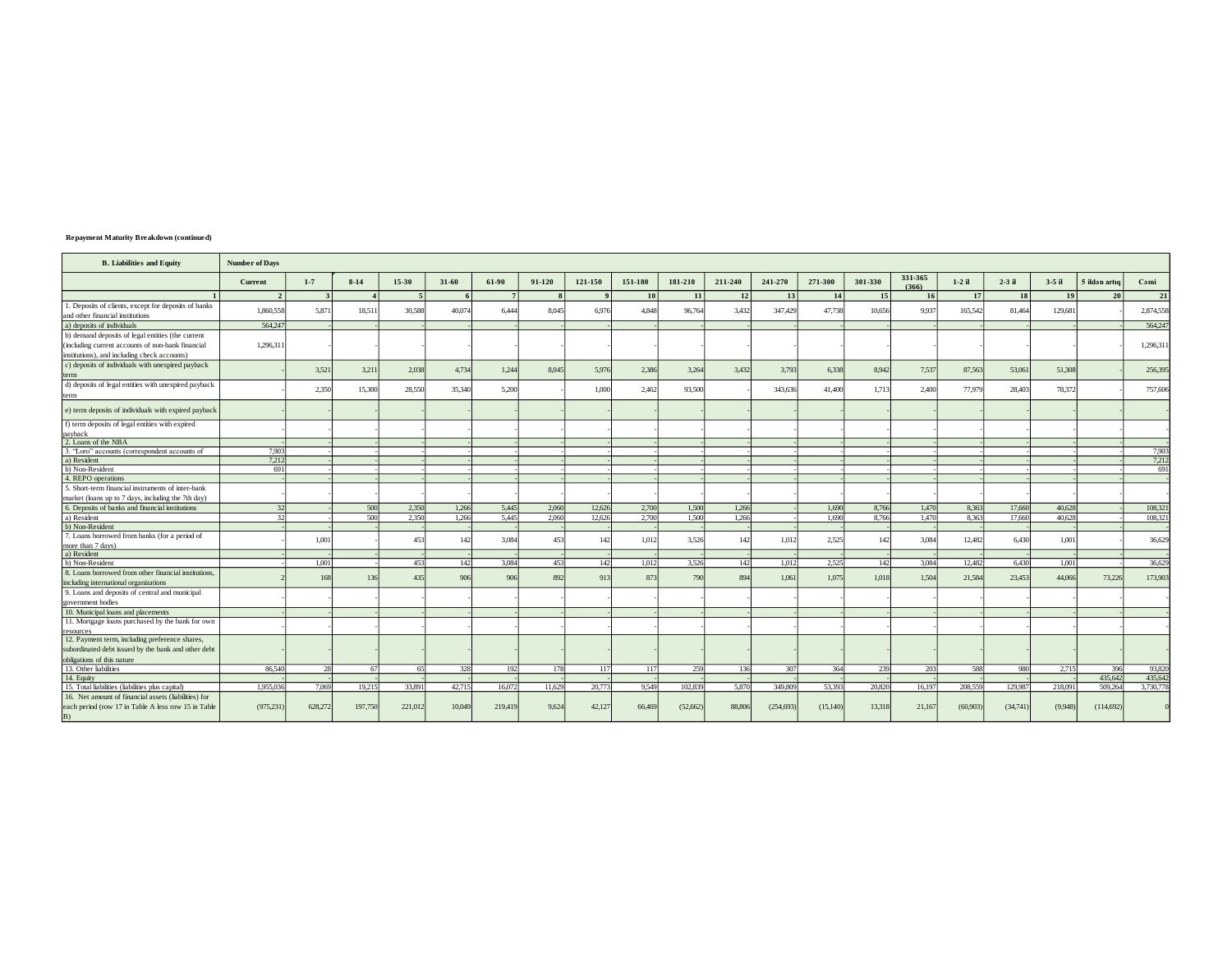**Repayment Maturity Breakdown (continued)**

| B. Liabilities and Equity | Number of Days | | | | | | | | | | | | | | | | | | | |
|---|---|---|---|---|---|---|---|---|---|---|---|---|---|---|---|---|---|---|---|---|
| | Current | 1-7 | 8-14 | 15-30 | 31-60 | 61-90 | 91-120 | 121-150 | 151-180 | 181-210 | 211-240 | 241-270 | 271-300 | 301-330 | 331-365 (366) | 1-2 il | 2-3 il | 3-5 il | 5 ildən artıq | Cəmi |
| 1 | 2 | 3 | 4 | 5 | 6 | 7 | 8 | 9 | 10 | 11 | 12 | 13 | 14 | 15 | 16 | 17 | 18 | 19 | 20 | 21 |
| 1. Deposits of clients, except for deposits of banks and other financial institutions | 1,860,558 | 5,871 | 18,511 | 30,588 | 40,074 | 6,444 | 8,045 | 6,976 | 4,848 | 96,764 | 3,432 | 347,429 | 47,738 | 10,656 | 9,937 | 165,542 | 81,464 | 129,681 | - | 2,874,558 |
| a) deposits of individuals | 564,247 | - | - | - | - | - | - | - | - | - | - | - | - | - | - | - | - | - | - | 564,247 |
| b) demand deposits of legal entities (the current (including current accounts of non-bank financial institutions), and including check accounts) | 1,296,311 | - | - | - | - | - | - | - | - | - | - | - | - | - | - | - | - | - | - | 1,296,311 |
| c) deposits of individuals with unexpired payback term | - | 3,521 | 3,211 | 2,038 | 4,734 | 1,244 | 8,045 | 5,976 | 2,386 | 3,264 | 3,432 | 3,793 | 6,338 | 8,942 | 7,537 | 87,563 | 53,061 | 51,308 | - | 256,395 |
| d) deposits of legal entities with unexpired payback term | - | 2,350 | 15,300 | 28,550 | 35,340 | 5,200 | - | 1,000 | 2,462 | 93,500 | - | 343,636 | 41,400 | 1,713 | 2,400 | 77,979 | 28,403 | 78,372 | - | 757,606 |
| e) term deposits of individuals with expired payback | - | - | - | - | - | - | - | - | - | - | - | - | - | - | - | - | - | - | - | - |
| f) term deposits of legal entities with expired payback | - | - | - | - | - | - | - | - | - | - | - | - | - | - | - | - | - | - | - | - |
| 2. Loans of the NBA | - | - | - | - | - | - | - | - | - | - | - | - | - | - | - | - | - | - | - | - |
| 3. "Loro" accounts (correspondent accounts of | 7,903 | - | - | - | - | - | - | - | - | - | - | - | - | - | - | - | - | - | - | 7,903 |
| a) Resident | 7,212 | - | - | - | - | - | - | - | - | - | - | - | - | - | - | - | - | - | - | 7,212 |
| b) Non-Resident | 691 | - | - | - | - | - | - | - | - | - | - | - | - | - | - | - | - | - | - | 691 |
| 4. REPO operations | - | - | - | - | - | - | - | - | - | - | - | - | - | - | - | - | - | - | - | - |
| 5. Short-term financial instruments of inter-bank market (loans up to 7 days, including the 7th day) | - | - | - | - | - | - | - | - | - | - | - | - | - | - | - | - | - | - | - | - |
| 6. Deposits of banks and financial institutions | 32 | - | 500 | 2,350 | 1,266 | 5,445 | 2,060 | 12,626 | 2,700 | 1,500 | 1,266 | - | 1,690 | 8,766 | 1,470 | 8,363 | 17,660 | 40,628 | - | 108,321 |
| a) Resident | 32 | - | 500 | 2,350 | 1,266 | 5,445 | 2,060 | 12,626 | 2,700 | 1,500 | 1,266 | - | 1,690 | 8,766 | 1,470 | 8,363 | 17,660 | 40,628 | - | 108,321 |
| b) Non-Resident | - | - | - | - | - | - | - | - | - | - | - | - | - | - | - | - | - | - | - | - |
| 7. Loans borrowed from banks (for a period of more than 7 days) | - | 1,001 | - | 453 | 142 | 3,084 | 453 | 142 | 1,012 | 3,526 | 142 | 1,012 | 2,525 | 142 | 3,084 | 12,482 | 6,430 | 1,001 | - | 36,629 |
| a) Resident | - | - | - | - | - | - | - | - | - | - | - | - | - | - | - | - | - | - | - | - |
| b) Non-Resident | - | 1,001 | - | 453 | 142 | 3,084 | 453 | 142 | 1,012 | 3,526 | 142 | 1,012 | 2,525 | 142 | 3,084 | 12,482 | 6,430 | 1,001 | - | 36,629 |
| 8. Loans borrowed from other financial institutions, including international organizations | 2 | 168 | 136 | 435 | 906 | 906 | 892 | 913 | 873 | 790 | 894 | 1,061 | 1,075 | 1,018 | 1,504 | 21,584 | 23,453 | 44,066 | 73,226 | 173,903 |
| 9. Loans and deposits of central and municipal government bodies | - | - | - | - | - | - | - | - | - | - | - | - | - | - | - | - | - | - | - | - |
| 10. Municipal loans and placements | - | - | - | - | - | - | - | - | - | - | - | - | - | - | - | - | - | - | - | - |
| 11. Mortgage loans purchased by the bank for own resources | - | - | - | - | - | - | - | - | - | - | - | - | - | - | - | - | - | - | - | - |
| 12. Payment term, including preference shares, subordinated debt issued by the bank and other debt obligations of this nature | - | - | - | - | - | - | - | - | - | - | - | - | - | - | - | - | - | - | - | - |
| 13. Other liabilities | 86,540 | 28 | 67 | 65 | 328 | 192 | 178 | 117 | 117 | 259 | 136 | 307 | 364 | 239 | 203 | 588 | 980 | 2,715 | 396 | 93,820 |
| 14. Equity | - | - | - | - | - | - | - | - | - | - | - | - | - | - | - | - | - | - | 435,642 | 435,642 |
| 15. Total liabilities (liabilities plus capital) | 1,955,036 | 7,069 | 19,215 | 33,891 | 42,715 | 16,072 | 11,629 | 20,773 | 9,549 | 102,839 | 5,870 | 349,809 | 53,393 | 20,820 | 16,197 | 208,559 | 129,987 | 218,091 | 509,264 | 3,730,778 |
| 16. Net amount of financial assets (liabilities) for each period (row 17 in Table A less row 15 in Table B) | (975,231) | 628,272 | 197,750 | 221,012 | 10,049 | 219,419 | 9,624 | 42,127 | 66,469 | (52,662) | 88,806 | (254,693) | (15,140) | 13,318 | 21,167 | (60,903) | (34,741) | (9,948) | (114,692) | 0 |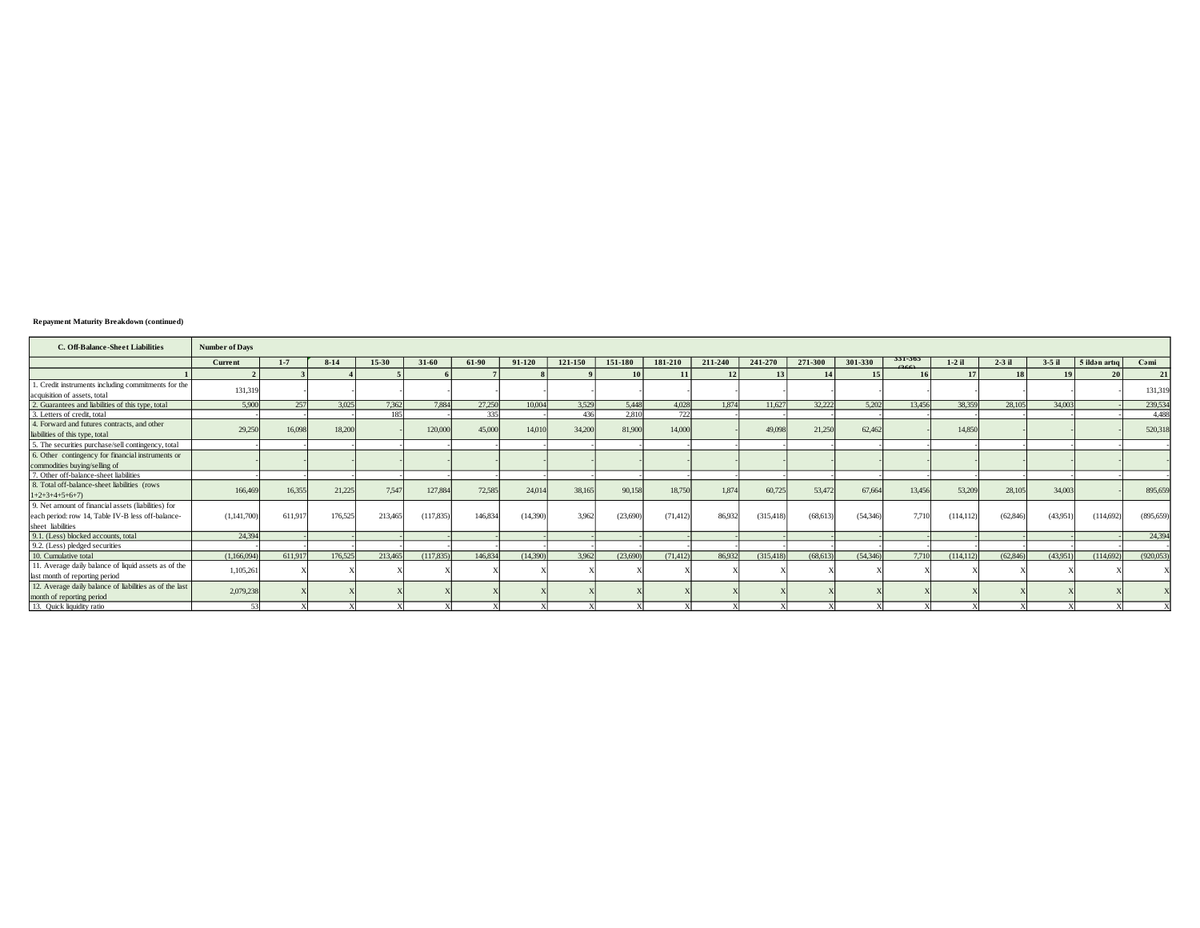**Repayment Maturity Breakdown (continued)**

| C. Off-Balance-Sheet Liabilities | Number of Days | | | | | | | | | | | | | | | | | | | |
|---|---|---|---|---|---|---|---|---|---|---|---|---|---|---|---|---|---|---|---|---|
| | Current | 1-7 | 8-14 | 15-30 | 31-60 | 61-90 | 91-120 | 121-150 | 151-180 | 181-210 | 211-240 | 241-270 | 271-300 | 301-330 | 331-365 (366) | 1-2 il | 2-3 il | 3-5 il | 5 ildən artıq | Cəmi |
| 1 | 2 | 3 | 4 | 5 | 6 | 7 | 8 | 9 | 10 | 11 | 12 | 13 | 14 | 15 | 16 | 17 | 18 | 19 | 20 | 21 |
| 1. Credit instruments including commitments for the acquisition of assets, total | 131,319 | - | - | - | - | - | - | - | - | - | - | - | - | - | - | - | - | - | - | 131,319 |
| 2. Guarantees and liabilities of this type, total | 5,900 | 257 | 3,025 | 7,362 | 7,884 | 27,250 | 10,004 | 3,529 | 5,448 | 4,028 | 1,874 | 11,627 | 32,222 | 5,202 | 13,456 | 38,359 | 28,105 | 34,003 | - | 239,534 |
| 3. Letters of credit, total | - | - | - | 185 | - | 335 | - | 436 | 2,810 | 722 | - | - | - | - | - | - | - | - | - | 4,488 |
| 4. Forward and futures contracts, and other liabilities of this type, total | 29,250 | 16,098 | 18,200 | - | 120,000 | 45,000 | 14,010 | 34,200 | 81,900 | 14,000 | - | 49,098 | 21,250 | 62,462 | - | 14,850 | - | - | - | 520,318 |
| 5. The securities purchase/sell contingency, total | - | - | - | - | - | - | - | - | - | - | - | - | - | - | - | - | - | - | - | - |
| 6. Other contingency for financial instruments or commodities buying/selling of | - | - | - | - | - | - | - | - | - | - | - | - | - | - | - | - | - | - | - | - |
| 7. Other off-balance-sheet liabilities | - | - | - | - | - | - | - | - | - | - | - | - | - | - | - | - | - | - | - | - |
| 8. Total off-balance-sheet liabilities (rows 1+2+3+4+5+6+7) | 166,469 | 16,355 | 21,225 | 7,547 | 127,884 | 72,585 | 24,014 | 38,165 | 90,158 | 18,750 | 1,874 | 60,725 | 53,472 | 67,664 | 13,456 | 53,209 | 28,105 | 34,003 | - | 895,659 |
| 9. Net amount of financial assets (liabilities) for each period: row 14, Table IV-B less off-balance-sheet liabilities | (1,141,700) | 611,917 | 176,525 | 213,465 | (117,835) | 146,834 | (14,390) | 3,962 | (23,690) | (71,412) | 86,932 | (315,418) | (68,613) | (54,346) | 7,710 | (114,112) | (62,846) | (43,951) | (114,692) | (895,659) |
| 9.1. (Less) blocked accounts, total | 24,394 | - | - | - | - | - | - | - | - | - | - | - | - | - | - | - | - | - | - | 24,394 |
| 9.2. (Less) pledged securities | - | - | - | - | - | - | - | - | - | - | - | - | - | - | - | - | - | - | - | - |
| 10. Cumulative total | (1,166,094) | 611,917 | 176,525 | 213,465 | (117,835) | 146,834 | (14,390) | 3,962 | (23,690) | (71,412) | 86,932 | (315,418) | (68,613) | (54,346) | 7,710 | (114,112) | (62,846) | (43,951) | (114,692) | (920,053) |
| 11. Average daily balance of liquid assets as of the last month of reporting period | 1,105,261 | X | X | X | X | X | X | X | X | X | X | X | X | X | X | X | X | X | X | X |
| 12. Average daily balance of liabilities as of the last month of reporting period | 2,079,238 | X | X | X | X | X | X | X | X | X | X | X | X | X | X | X | X | X | X | X |
| 13. Quick liquidity ratio | 53 | X | X | X | X | X | X | X | X | X | X | X | X | X | X | X | X | X | X | X |